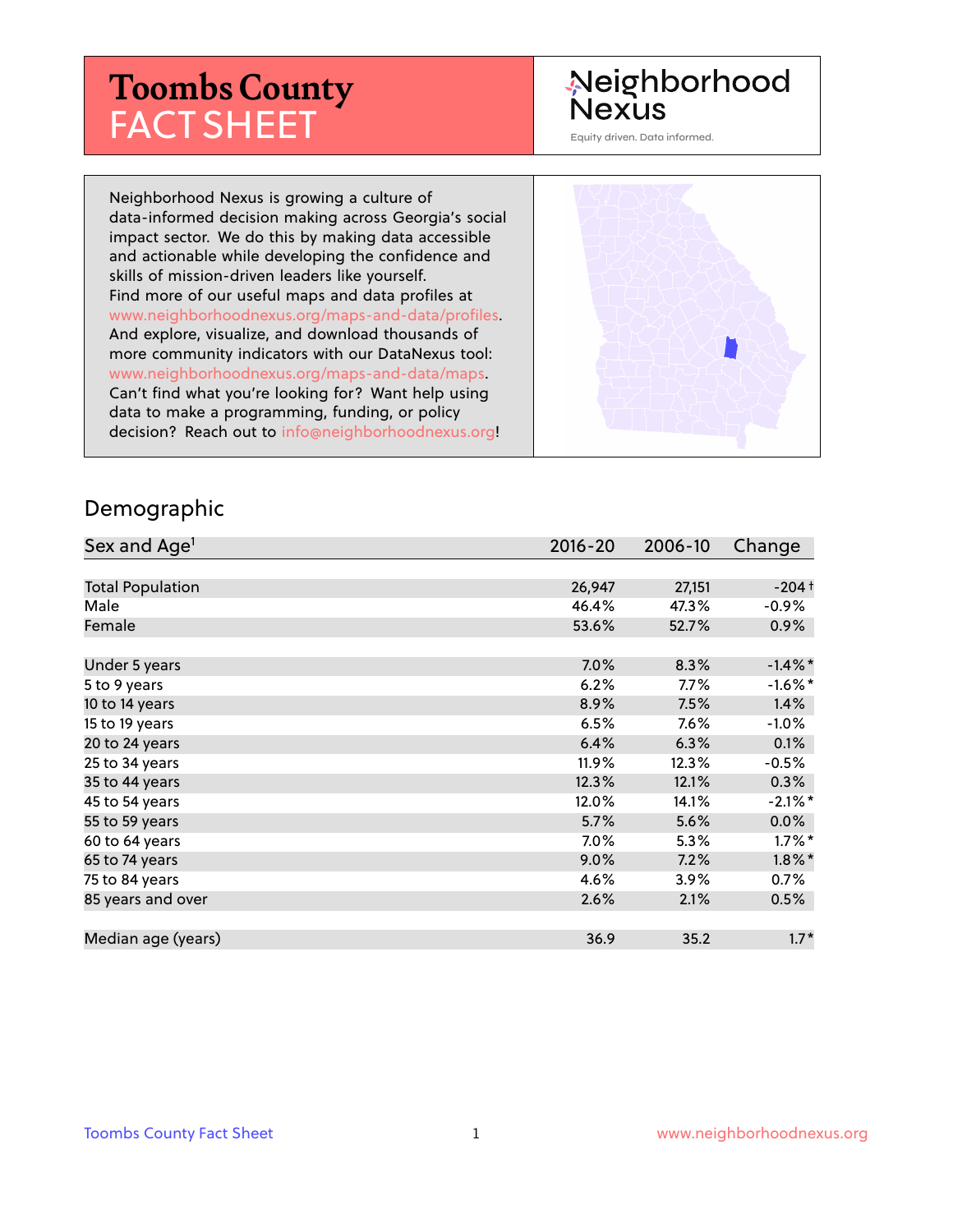# Toombs County FACT SHEET

Neighborhood Nexus

Equity driven. Data informed.

Neighborhood Nexus is growing a culture of data-informed decision making across Georgia's social impact sector. We do this by making data accessible and actionable while developing the confidence and skills of mission-driven leaders like yourself. Find more of our useful maps and data profiles at www.neighborhoodnexus.org/maps-and-data/profiles. And explore, visualize, and download thousands of more community indicators with our DataNexus tool: www.neighborhoodnexus.org/maps-and-data/maps. Can't find what you're looking for? Want help using data to make a programming, funding, or policy decision? Reach out to info@neighborhoodnexus.org!

## Demographic

| Sex and Age[1] | 2016-20 | 2006-10 | Change |
|---|---|---|---|
| Total Population | 26,947 | 27,151 | -204 † |
| Male | 46.4% | 47.3% | -0.9% |
| Female | 53.6% | 52.7% | 0.9% |
| Under 5 years | 7.0% | 8.3% | -1.4%* |
| 5 to 9 years | 6.2% | 7.7% | -1.6%* |
| 10 to 14 years | 8.9% | 7.5% | 1.4% |
| 15 to 19 years | 6.5% | 7.6% | -1.0% |
| 20 to 24 years | 6.4% | 6.3% | 0.1% |
| 25 to 34 years | 11.9% | 12.3% | -0.5% |
| 35 to 44 years | 12.3% | 12.1% | 0.3% |
| 45 to 54 years | 12.0% | 14.1% | -2.1%* |
| 55 to 59 years | 5.7% | 5.6% | 0.0% |
| 60 to 64 years | 7.0% | 5.3% | 1.7%* |
| 65 to 74 years | 9.0% | 7.2% | 1.8%* |
| 75 to 84 years | 4.6% | 3.9% | 0.7% |
| 85 years and over | 2.6% | 2.1% | 0.5% |
| Median age (years) | 36.9 | 35.2 | 1.7* |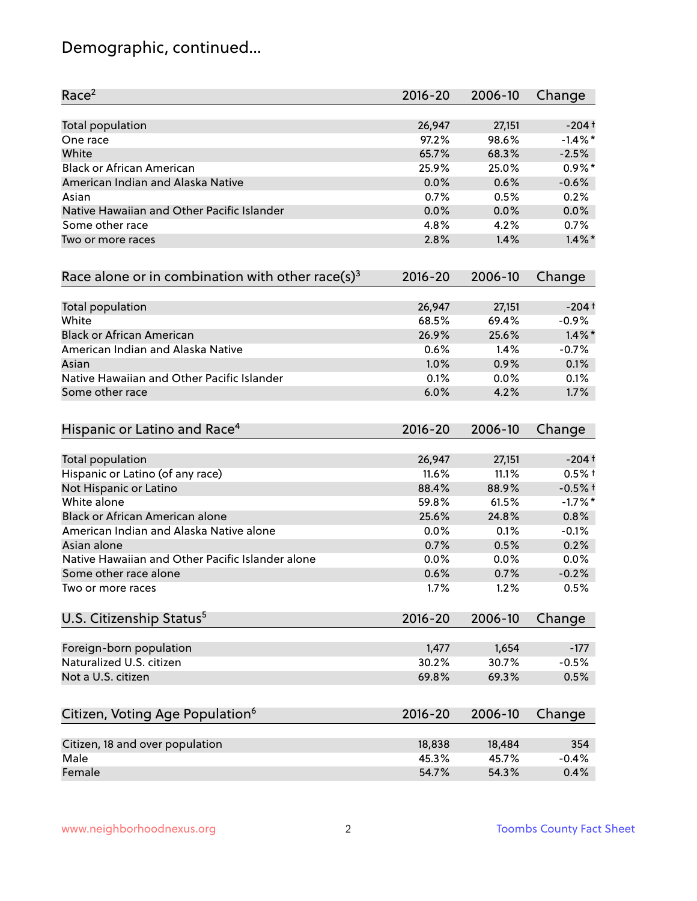# Demographic, continued...

| Race[2] | 2016-20 | 2006-10 | Change |
|---|---|---|---|
| Total population | 26,947 | 27,151 | -204 † |
| One race | 97.2% | 98.6% | -1.4% * |
| White | 65.7% | 68.3% | -2.5% |
| Black or African American | 25.9% | 25.0% | 0.9% * |
| American Indian and Alaska Native | 0.0% | 0.6% | -0.6% |
| Asian | 0.7% | 0.5% | 0.2% |
| Native Hawaiian and Other Pacific Islander | 0.0% | 0.0% | 0.0% |
| Some other race | 4.8% | 4.2% | 0.7% |
| Two or more races | 2.8% | 1.4% | 1.4% * |

| Race alone or in combination with other race(s)[3] | 2016-20 | 2006-10 | Change |
|---|---|---|---|
| Total population | 26,947 | 27,151 | -204 † |
| White | 68.5% | 69.4% | -0.9% |
| Black or African American | 26.9% | 25.6% | 1.4% * |
| American Indian and Alaska Native | 0.6% | 1.4% | -0.7% |
| Asian | 1.0% | 0.9% | 0.1% |
| Native Hawaiian and Other Pacific Islander | 0.1% | 0.0% | 0.1% |
| Some other race | 6.0% | 4.2% | 1.7% |

| Hispanic or Latino and Race[4] | 2016-20 | 2006-10 | Change |
|---|---|---|---|
| Total population | 26,947 | 27,151 | -204 † |
| Hispanic or Latino (of any race) | 11.6% | 11.1% | 0.5% † |
| Not Hispanic or Latino | 88.4% | 88.9% | -0.5% † |
| White alone | 59.8% | 61.5% | -1.7% * |
| Black or African American alone | 25.6% | 24.8% | 0.8% |
| American Indian and Alaska Native alone | 0.0% | 0.1% | -0.1% |
| Asian alone | 0.7% | 0.5% | 0.2% |
| Native Hawaiian and Other Pacific Islander alone | 0.0% | 0.0% | 0.0% |
| Some other race alone | 0.6% | 0.7% | -0.2% |
| Two or more races | 1.7% | 1.2% | 0.5% |

| U.S. Citizenship Status[5] | 2016-20 | 2006-10 | Change |
|---|---|---|---|
| Foreign-born population | 1,477 | 1,654 | -177 |
| Naturalized U.S. citizen | 30.2% | 30.7% | -0.5% |
| Not a U.S. citizen | 69.8% | 69.3% | 0.5% |

| Citizen, Voting Age Population[6] | 2016-20 | 2006-10 | Change |
|---|---|---|---|
| Citizen, 18 and over population | 18,838 | 18,484 | 354 |
| Male | 45.3% | 45.7% | -0.4% |
| Female | 54.7% | 54.3% | 0.4% |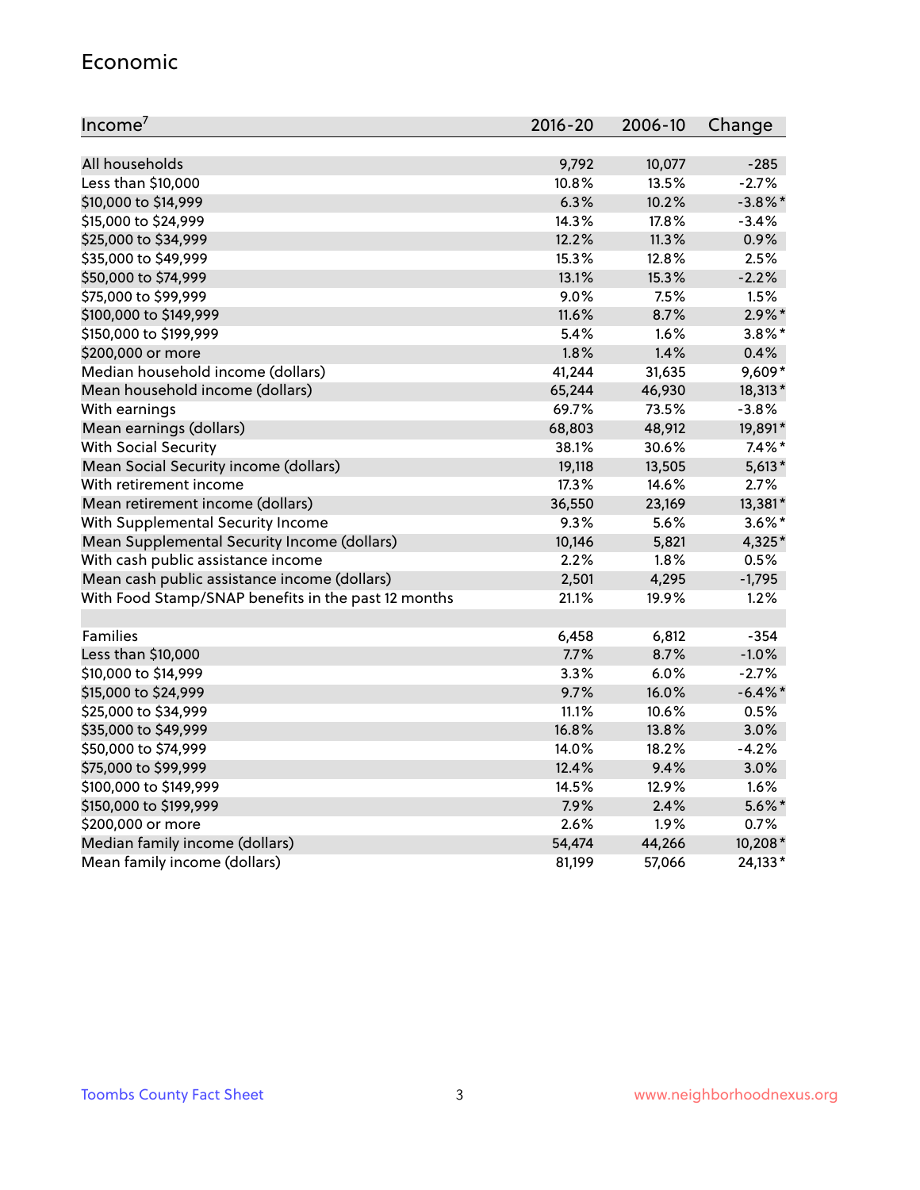## Economic

| Income[7] | 2016-20 | 2006-10 | Change |
|---|---|---|---|
| All households | 9,792 | 10,077 | -285 |
| Less than $10,000 | 10.8% | 13.5% | -2.7% |
| $10,000 to $14,999 | 6.3% | 10.2% | -3.8%* |
| $15,000 to $24,999 | 14.3% | 17.8% | -3.4% |
| $25,000 to $34,999 | 12.2% | 11.3% | 0.9% |
| $35,000 to $49,999 | 15.3% | 12.8% | 2.5% |
| $50,000 to $74,999 | 13.1% | 15.3% | -2.2% |
| $75,000 to $99,999 | 9.0% | 7.5% | 1.5% |
| $100,000 to $149,999 | 11.6% | 8.7% | 2.9%* |
| $150,000 to $199,999 | 5.4% | 1.6% | 3.8%* |
| $200,000 or more | 1.8% | 1.4% | 0.4% |
| Median household income (dollars) | 41,244 | 31,635 | 9,609* |
| Mean household income (dollars) | 65,244 | 46,930 | 18,313* |
| With earnings | 69.7% | 73.5% | -3.8% |
| Mean earnings (dollars) | 68,803 | 48,912 | 19,891* |
| With Social Security | 38.1% | 30.6% | 7.4%* |
| Mean Social Security income (dollars) | 19,118 | 13,505 | 5,613* |
| With retirement income | 17.3% | 14.6% | 2.7% |
| Mean retirement income (dollars) | 36,550 | 23,169 | 13,381* |
| With Supplemental Security Income | 9.3% | 5.6% | 3.6%* |
| Mean Supplemental Security Income (dollars) | 10,146 | 5,821 | 4,325* |
| With cash public assistance income | 2.2% | 1.8% | 0.5% |
| Mean cash public assistance income (dollars) | 2,501 | 4,295 | -1,795 |
| With Food Stamp/SNAP benefits in the past 12 months | 21.1% | 19.9% | 1.2% |
| | | | |
| Families | 6,458 | 6,812 | -354 |
| Less than $10,000 | 7.7% | 8.7% | -1.0% |
| $10,000 to $14,999 | 3.3% | 6.0% | -2.7% |
| $15,000 to $24,999 | 9.7% | 16.0% | -6.4%* |
| $25,000 to $34,999 | 11.1% | 10.6% | 0.5% |
| $35,000 to $49,999 | 16.8% | 13.8% | 3.0% |
| $50,000 to $74,999 | 14.0% | 18.2% | -4.2% |
| $75,000 to $99,999 | 12.4% | 9.4% | 3.0% |
| $100,000 to $149,999 | 14.5% | 12.9% | 1.6% |
| $150,000 to $199,999 | 7.9% | 2.4% | 5.6%* |
| $200,000 or more | 2.6% | 1.9% | 0.7% |
| Median family income (dollars) | 54,474 | 44,266 | 10,208* |
| Mean family income (dollars) | 81,199 | 57,066 | 24,133* |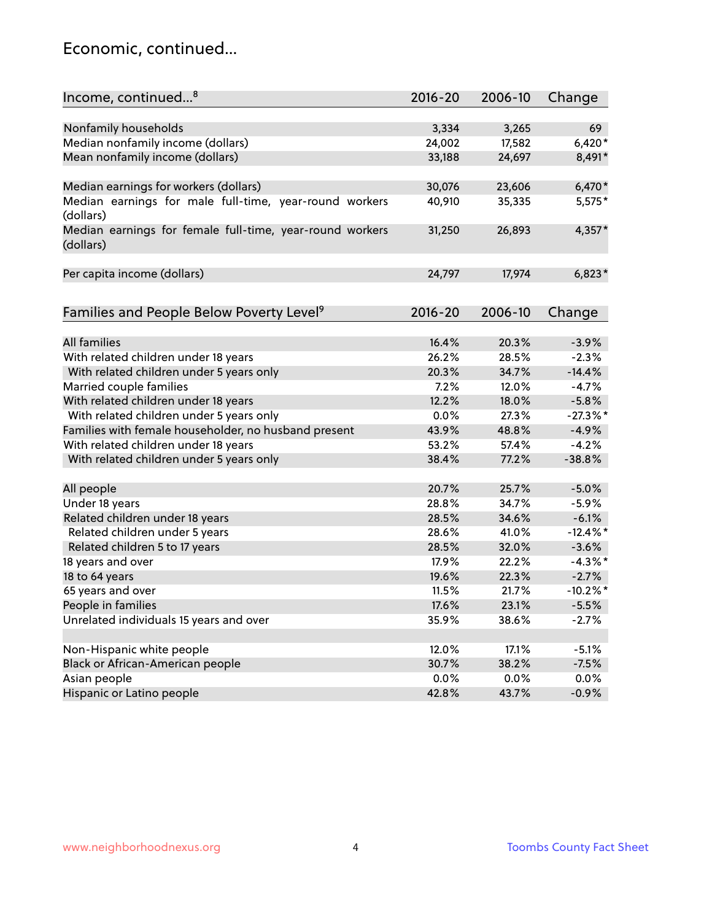## Economic, continued...

| Income, continued...[8] | 2016-20 | 2006-10 | Change |
|---|---|---|---|
| Nonfamily households | 3,334 | 3,265 | 69 |
| Median nonfamily income (dollars) | 24,002 | 17,582 | 6,420* |
| Mean nonfamily income (dollars) | 33,188 | 24,697 | 8,491* |
| Median earnings for workers (dollars) | 30,076 | 23,606 | 6,470* |
| Median earnings for male full-time, year-round workers (dollars) | 40,910 | 35,335 | 5,575* |
| Median earnings for female full-time, year-round workers (dollars) | 31,250 | 26,893 | 4,357* |
| Per capita income (dollars) | 24,797 | 17,974 | 6,823* |

| Families and People Below Poverty Level[9] | 2016-20 | 2006-10 | Change |
|---|---|---|---|
| All families | 16.4% | 20.3% | -3.9% |
| With related children under 18 years | 26.2% | 28.5% | -2.3% |
| With related children under 5 years only | 20.3% | 34.7% | -14.4% |
| Married couple families | 7.2% | 12.0% | -4.7% |
| With related children under 18 years | 12.2% | 18.0% | -5.8% |
| With related children under 5 years only | 0.0% | 27.3% | -27.3%* |
| Families with female householder, no husband present | 43.9% | 48.8% | -4.9% |
| With related children under 18 years | 53.2% | 57.4% | -4.2% |
| With related children under 5 years only | 38.4% | 77.2% | -38.8% |
| All people | 20.7% | 25.7% | -5.0% |
| Under 18 years | 28.8% | 34.7% | -5.9% |
| Related children under 18 years | 28.5% | 34.6% | -6.1% |
| Related children under 5 years | 28.6% | 41.0% | -12.4%* |
| Related children 5 to 17 years | 28.5% | 32.0% | -3.6% |
| 18 years and over | 17.9% | 22.2% | -4.3%* |
| 18 to 64 years | 19.6% | 22.3% | -2.7% |
| 65 years and over | 11.5% | 21.7% | -10.2%* |
| People in families | 17.6% | 23.1% | -5.5% |
| Unrelated individuals 15 years and over | 35.9% | 38.6% | -2.7% |
| Non-Hispanic white people | 12.0% | 17.1% | -5.1% |
| Black or African-American people | 30.7% | 38.2% | -7.5% |
| Asian people | 0.0% | 0.0% | 0.0% |
| Hispanic or Latino people | 42.8% | 43.7% | -0.9% |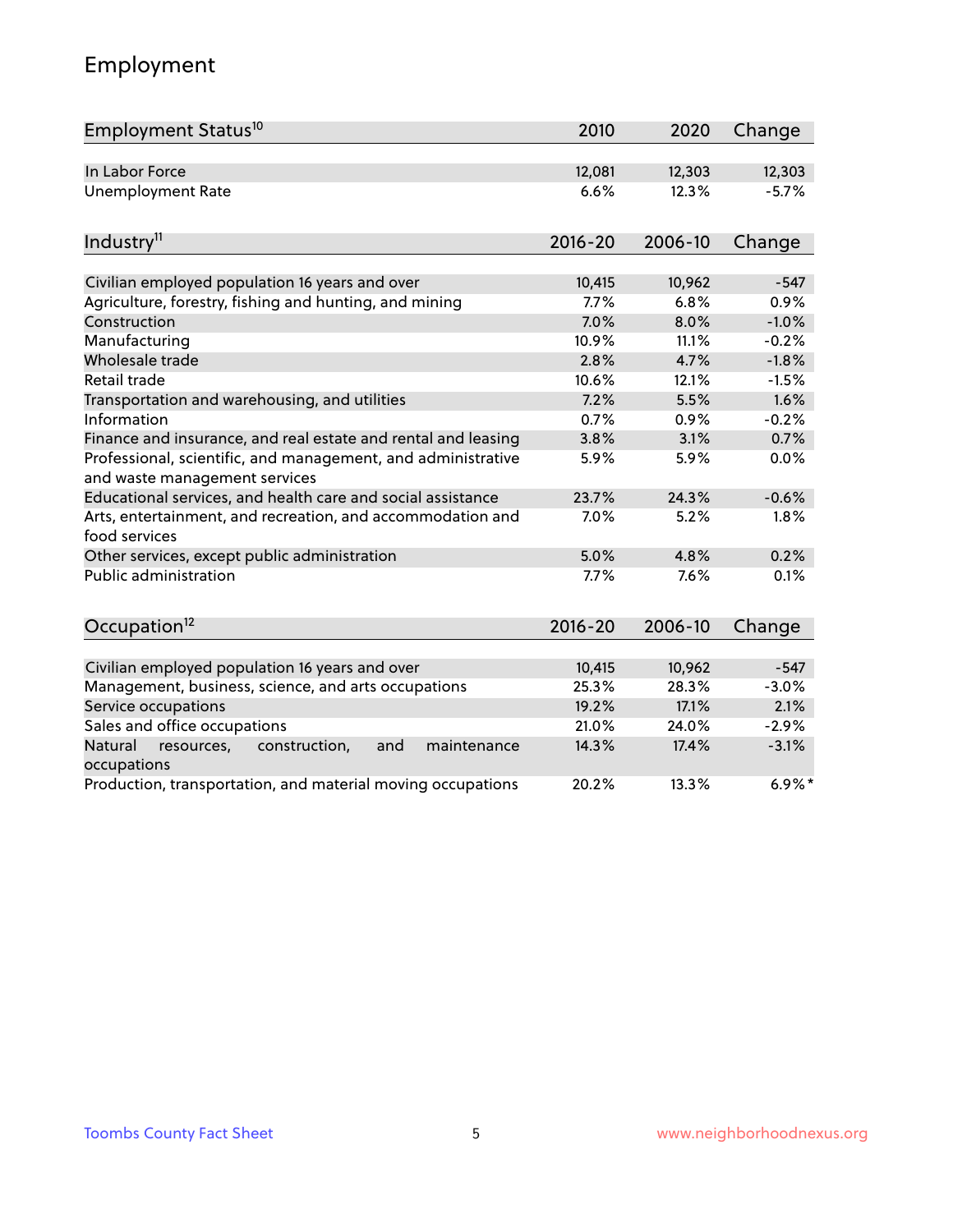## Employment

| Employment Status[10] | 2010 | 2020 | Change |
|---|---|---|---|
| In Labor Force | 12,081 | 12,303 | 12,303 |
| Unemployment Rate | 6.6% | 12.3% | -5.7% |

| Industry[11] | 2016-20 | 2006-10 | Change |
|---|---|---|---|
| Civilian employed population 16 years and over | 10,415 | 10,962 | -547 |
| Agriculture, forestry, fishing and hunting, and mining | 7.7% | 6.8% | 0.9% |
| Construction | 7.0% | 8.0% | -1.0% |
| Manufacturing | 10.9% | 11.1% | -0.2% |
| Wholesale trade | 2.8% | 4.7% | -1.8% |
| Retail trade | 10.6% | 12.1% | -1.5% |
| Transportation and warehousing, and utilities | 7.2% | 5.5% | 1.6% |
| Information | 0.7% | 0.9% | -0.2% |
| Finance and insurance, and real estate and rental and leasing | 3.8% | 3.1% | 0.7% |
| Professional, scientific, and management, and administrative and waste management services | 5.9% | 5.9% | 0.0% |
| Educational services, and health care and social assistance | 23.7% | 24.3% | -0.6% |
| Arts, entertainment, and recreation, and accommodation and food services | 7.0% | 5.2% | 1.8% |
| Other services, except public administration | 5.0% | 4.8% | 0.2% |
| Public administration | 7.7% | 7.6% | 0.1% |

| Occupation[12] | 2016-20 | 2006-10 | Change |
|---|---|---|---|
| Civilian employed population 16 years and over | 10,415 | 10,962 | -547 |
| Management, business, science, and arts occupations | 25.3% | 28.3% | -3.0% |
| Service occupations | 19.2% | 17.1% | 2.1% |
| Sales and office occupations | 21.0% | 24.0% | -2.9% |
| Natural resources, construction, and maintenance occupations | 14.3% | 17.4% | -3.1% |
| Production, transportation, and material moving occupations | 20.2% | 13.3% | 6.9%* |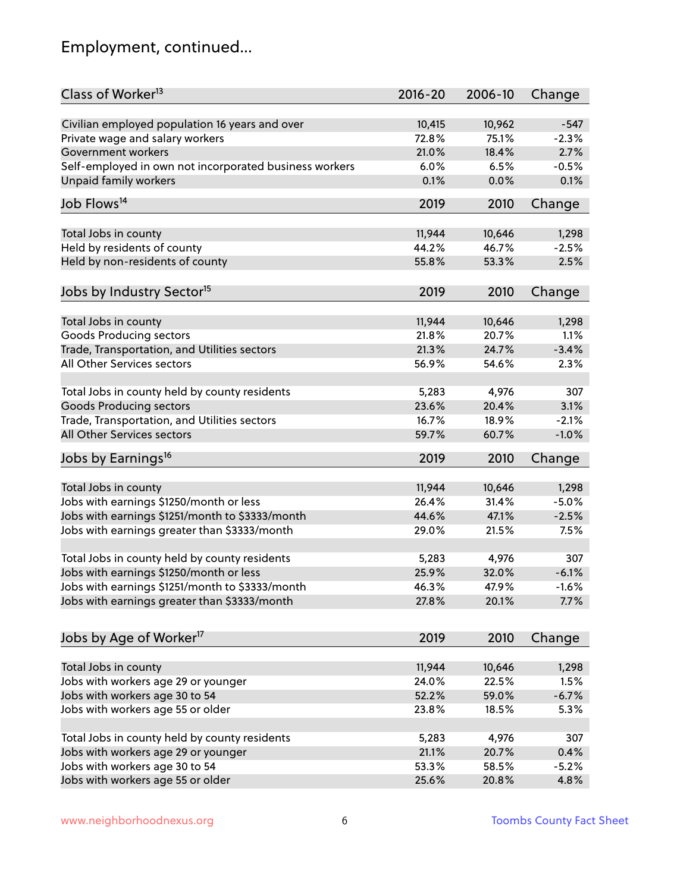# Employment, continued...

| Class of Worker[13] | 2016-20 | 2006-10 | Change |
|---|---|---|---|
| Civilian employed population 16 years and over | 10,415 | 10,962 | -547 |
| Private wage and salary workers | 72.8% | 75.1% | -2.3% |
| Government workers | 21.0% | 18.4% | 2.7% |
| Self-employed in own not incorporated business workers | 6.0% | 6.5% | -0.5% |
| Unpaid family workers | 0.1% | 0.0% | 0.1% |

| Job Flows[14] | 2019 | 2010 | Change |
|---|---|---|---|
| Total Jobs in county | 11,944 | 10,646 | 1,298 |
| Held by residents of county | 44.2% | 46.7% | -2.5% |
| Held by non-residents of county | 55.8% | 53.3% | 2.5% |

| Jobs by Industry Sector[15] | 2019 | 2010 | Change |
|---|---|---|---|
| Total Jobs in county | 11,944 | 10,646 | 1,298 |
| Goods Producing sectors | 21.8% | 20.7% | 1.1% |
| Trade, Transportation, and Utilities sectors | 21.3% | 24.7% | -3.4% |
| All Other Services sectors | 56.9% | 54.6% | 2.3% |
| | | | |
| Total Jobs in county held by county residents | 5,283 | 4,976 | 307 |
| Goods Producing sectors | 23.6% | 20.4% | 3.1% |
| Trade, Transportation, and Utilities sectors | 16.7% | 18.9% | -2.1% |
| All Other Services sectors | 59.7% | 60.7% | -1.0% |

| Jobs by Earnings[16] | 2019 | 2010 | Change |
|---|---|---|---|
| Total Jobs in county | 11,944 | 10,646 | 1,298 |
| Jobs with earnings $1250/month or less | 26.4% | 31.4% | -5.0% |
| Jobs with earnings $1251/month to $3333/month | 44.6% | 47.1% | -2.5% |
| Jobs with earnings greater than $3333/month | 29.0% | 21.5% | 7.5% |
| | | | |
| Total Jobs in county held by county residents | 5,283 | 4,976 | 307 |
| Jobs with earnings $1250/month or less | 25.9% | 32.0% | -6.1% |
| Jobs with earnings $1251/month to $3333/month | 46.3% | 47.9% | -1.6% |
| Jobs with earnings greater than $3333/month | 27.8% | 20.1% | 7.7% |

| Jobs by Age of Worker[17] | 2019 | 2010 | Change |
|---|---|---|---|
| Total Jobs in county | 11,944 | 10,646 | 1,298 |
| Jobs with workers age 29 or younger | 24.0% | 22.5% | 1.5% |
| Jobs with workers age 30 to 54 | 52.2% | 59.0% | -6.7% |
| Jobs with workers age 55 or older | 23.8% | 18.5% | 5.3% |
| | | | |
| Total Jobs in county held by county residents | 5,283 | 4,976 | 307 |
| Jobs with workers age 29 or younger | 21.1% | 20.7% | 0.4% |
| Jobs with workers age 30 to 54 | 53.3% | 58.5% | -5.2% |
| Jobs with workers age 55 or older | 25.6% | 20.8% | 4.8% |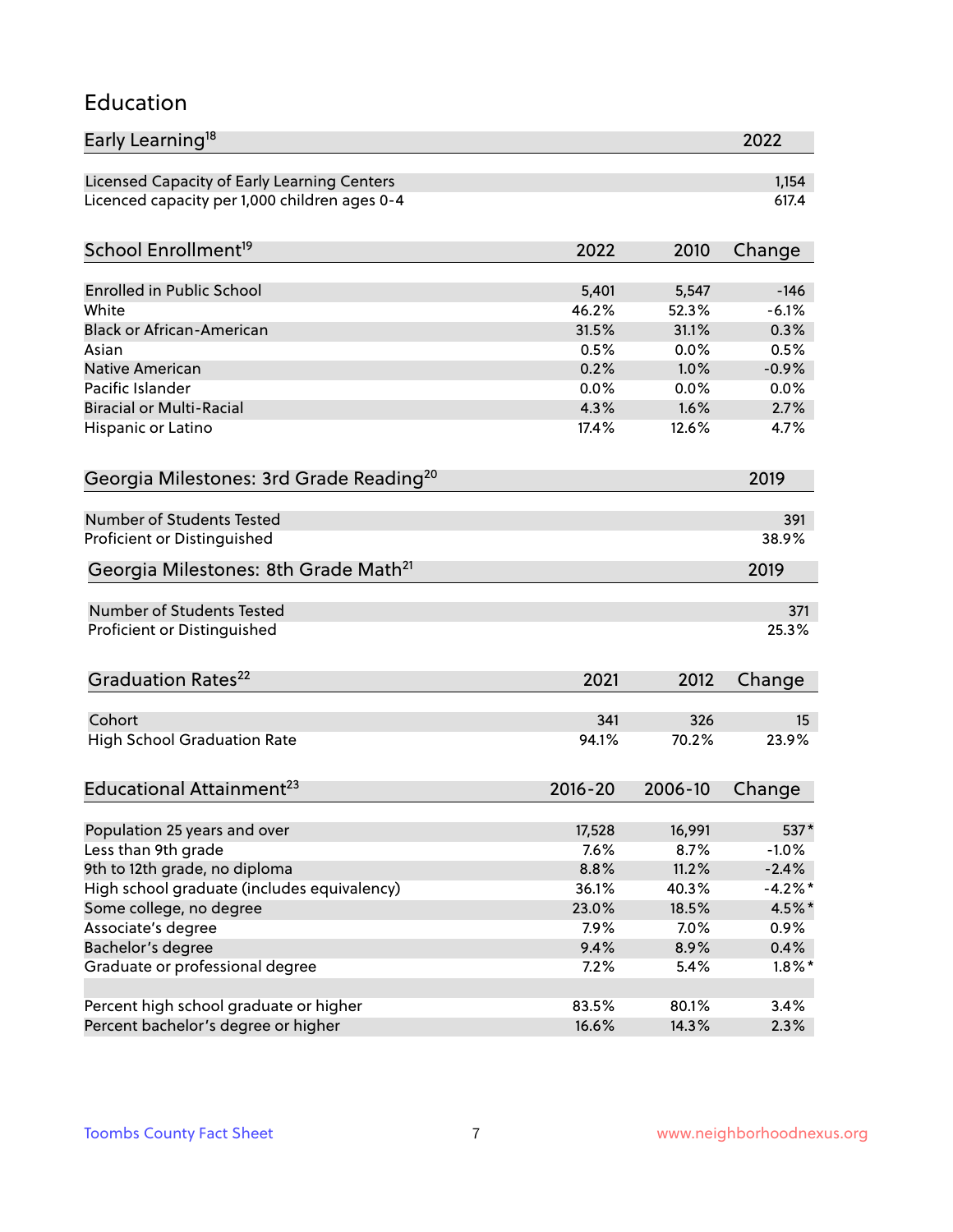## Education

| Early Learning[18] | 2022 |
|---|---|
| Licensed Capacity of Early Learning Centers | 1,154 |
| Licenced capacity per 1,000 children ages 0-4 | 617.4 |

| School Enrollment[19] | 2022 | 2010 | Change |
|---|---|---|---|
| Enrolled in Public School | 5,401 | 5,547 | -146 |
| White | 46.2% | 52.3% | -6.1% |
| Black or African-American | 31.5% | 31.1% | 0.3% |
| Asian | 0.5% | 0.0% | 0.5% |
| Native American | 0.2% | 1.0% | -0.9% |
| Pacific Islander | 0.0% | 0.0% | 0.0% |
| Biracial or Multi-Racial | 4.3% | 1.6% | 2.7% |
| Hispanic or Latino | 17.4% | 12.6% | 4.7% |

| Georgia Milestones: 3rd Grade Reading[20] | 2019 |
|---|---|
| Number of Students Tested | 391 |
| Proficient or Distinguished | 38.9% |

| Georgia Milestones: 8th Grade Math[21] | 2019 |
|---|---|
| Number of Students Tested | 371 |
| Proficient or Distinguished | 25.3% |

| Graduation Rates[22] | 2021 | 2012 | Change |
|---|---|---|---|
| Cohort | 341 | 326 | 15 |
| High School Graduation Rate | 94.1% | 70.2% | 23.9% |

| Educational Attainment[23] | 2016-20 | 2006-10 | Change |
|---|---|---|---|
| Population 25 years and over | 17,528 | 16,991 | 537* |
| Less than 9th grade | 7.6% | 8.7% | -1.0% |
| 9th to 12th grade, no diploma | 8.8% | 11.2% | -2.4% |
| High school graduate (includes equivalency) | 36.1% | 40.3% | -4.2%* |
| Some college, no degree | 23.0% | 18.5% | 4.5%* |
| Associate's degree | 7.9% | 7.0% | 0.9% |
| Bachelor's degree | 9.4% | 8.9% | 0.4% |
| Graduate or professional degree | 7.2% | 5.4% | 1.8%* |
| | | | |
| Percent high school graduate or higher | 83.5% | 80.1% | 3.4% |
| Percent bachelor's degree or higher | 16.6% | 14.3% | 2.3% |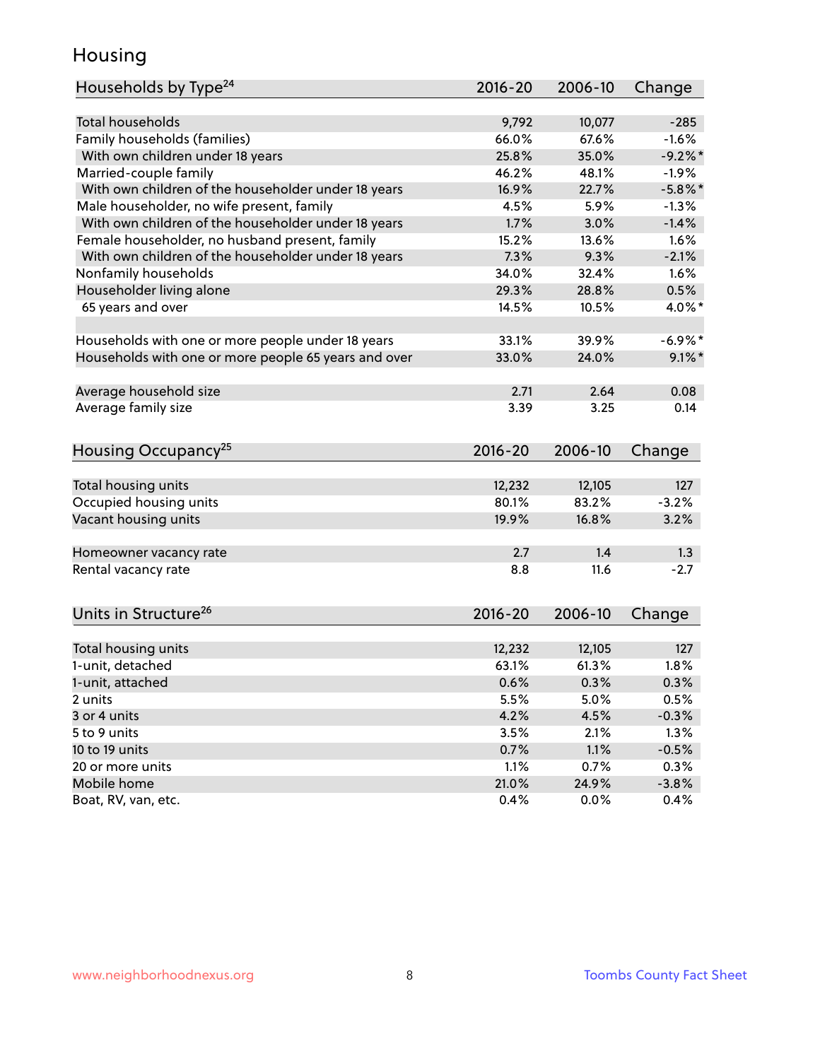## Housing

| Households by Type[24] | 2016-20 | 2006-10 | Change |
|---|---|---|---|
| Total households | 9,792 | 10,077 | -285 |
| Family households (families) | 66.0% | 67.6% | -1.6% |
| With own children under 18 years | 25.8% | 35.0% | -9.2%* |
| Married-couple family | 46.2% | 48.1% | -1.9% |
| With own children of the householder under 18 years | 16.9% | 22.7% | -5.8%* |
| Male householder, no wife present, family | 4.5% | 5.9% | -1.3% |
| With own children of the householder under 18 years | 1.7% | 3.0% | -1.4% |
| Female householder, no husband present, family | 15.2% | 13.6% | 1.6% |
| With own children of the householder under 18 years | 7.3% | 9.3% | -2.1% |
| Nonfamily households | 34.0% | 32.4% | 1.6% |
| Householder living alone | 29.3% | 28.8% | 0.5% |
| 65 years and over | 14.5% | 10.5% | 4.0%* |
| | | | |
| Households with one or more people under 18 years | 33.1% | 39.9% | -6.9%* |
| Households with one or more people 65 years and over | 33.0% | 24.0% | 9.1%* |
| | | | |
| Average household size | 2.71 | 2.64 | 0.08 |
| Average family size | 3.39 | 3.25 | 0.14 |

| Housing Occupancy[25] | 2016-20 | 2006-10 | Change |
|---|---|---|---|
| Total housing units | 12,232 | 12,105 | 127 |
| Occupied housing units | 80.1% | 83.2% | -3.2% |
| Vacant housing units | 19.9% | 16.8% | 3.2% |
| | | | |
| Homeowner vacancy rate | 2.7 | 1.4 | 1.3 |
| Rental vacancy rate | 8.8 | 11.6 | -2.7 |

| Units in Structure[26] | 2016-20 | 2006-10 | Change |
|---|---|---|---|
| Total housing units | 12,232 | 12,105 | 127 |
| 1-unit, detached | 63.1% | 61.3% | 1.8% |
| 1-unit, attached | 0.6% | 0.3% | 0.3% |
| 2 units | 5.5% | 5.0% | 0.5% |
| 3 or 4 units | 4.2% | 4.5% | -0.3% |
| 5 to 9 units | 3.5% | 2.1% | 1.3% |
| 10 to 19 units | 0.7% | 1.1% | -0.5% |
| 20 or more units | 1.1% | 0.7% | 0.3% |
| Mobile home | 21.0% | 24.9% | -3.8% |
| Boat, RV, van, etc. | 0.4% | 0.0% | 0.4% |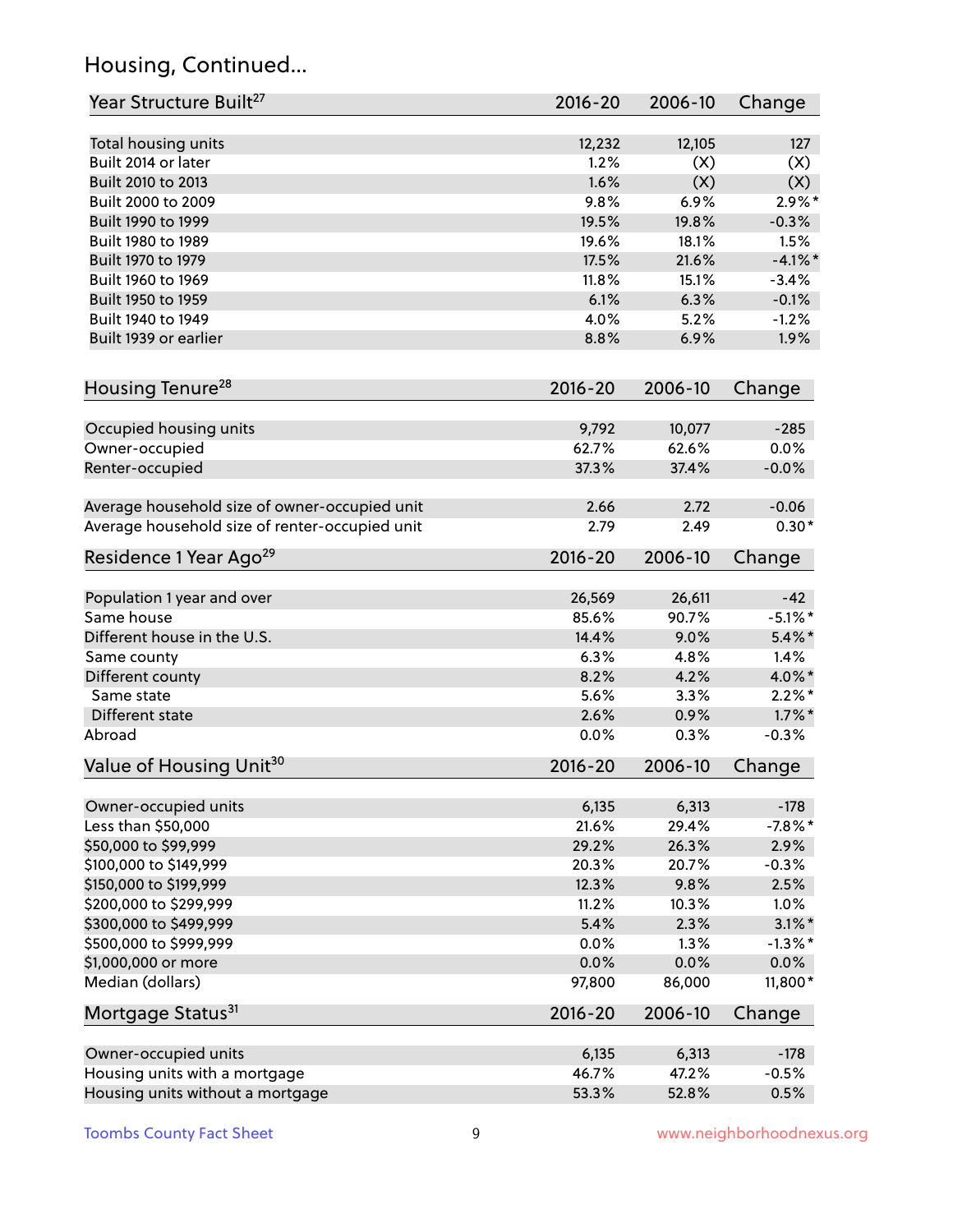## Housing, Continued...

| Year Structure Built[27] | 2016-20 | 2006-10 | Change |
|---|---|---|---|
| Total housing units | 12,232 | 12,105 | 127 |
| Built 2014 or later | 1.2% | (X) | (X) |
| Built 2010 to 2013 | 1.6% | (X) | (X) |
| Built 2000 to 2009 | 9.8% | 6.9% | 2.9%* |
| Built 1990 to 1999 | 19.5% | 19.8% | -0.3% |
| Built 1980 to 1989 | 19.6% | 18.1% | 1.5% |
| Built 1970 to 1979 | 17.5% | 21.6% | -4.1%* |
| Built 1960 to 1969 | 11.8% | 15.1% | -3.4% |
| Built 1950 to 1959 | 6.1% | 6.3% | -0.1% |
| Built 1940 to 1949 | 4.0% | 5.2% | -1.2% |
| Built 1939 or earlier | 8.8% | 6.9% | 1.9% |

| Housing Tenure[28] | 2016-20 | 2006-10 | Change |
|---|---|---|---|
| Occupied housing units | 9,792 | 10,077 | -285 |
| Owner-occupied | 62.7% | 62.6% | 0.0% |
| Renter-occupied | 37.3% | 37.4% | -0.0% |
| Average household size of owner-occupied unit | 2.66 | 2.72 | -0.06 |
| Average household size of renter-occupied unit | 2.79 | 2.49 | 0.30* |

| Residence 1 Year Ago[29] | 2016-20 | 2006-10 | Change |
|---|---|---|---|
| Population 1 year and over | 26,569 | 26,611 | -42 |
| Same house | 85.6% | 90.7% | -5.1%* |
| Different house in the U.S. | 14.4% | 9.0% | 5.4%* |
| Same county | 6.3% | 4.8% | 1.4% |
| Different county | 8.2% | 4.2% | 4.0%* |
| Same state | 5.6% | 3.3% | 2.2%* |
| Different state | 2.6% | 0.9% | 1.7%* |
| Abroad | 0.0% | 0.3% | -0.3% |

| Value of Housing Unit[30] | 2016-20 | 2006-10 | Change |
|---|---|---|---|
| Owner-occupied units | 6,135 | 6,313 | -178 |
| Less than $50,000 | 21.6% | 29.4% | -7.8%* |
| $50,000 to $99,999 | 29.2% | 26.3% | 2.9% |
| $100,000 to $149,999 | 20.3% | 20.7% | -0.3% |
| $150,000 to $199,999 | 12.3% | 9.8% | 2.5% |
| $200,000 to $299,999 | 11.2% | 10.3% | 1.0% |
| $300,000 to $499,999 | 5.4% | 2.3% | 3.1%* |
| $500,000 to $999,999 | 0.0% | 1.3% | -1.3%* |
| $1,000,000 or more | 0.0% | 0.0% | 0.0% |
| Median (dollars) | 97,800 | 86,000 | 11,800* |

| Mortgage Status[31] | 2016-20 | 2006-10 | Change |
|---|---|---|---|
| Owner-occupied units | 6,135 | 6,313 | -178 |
| Housing units with a mortgage | 46.7% | 47.2% | -0.5% |
| Housing units without a mortgage | 53.3% | 52.8% | 0.5% |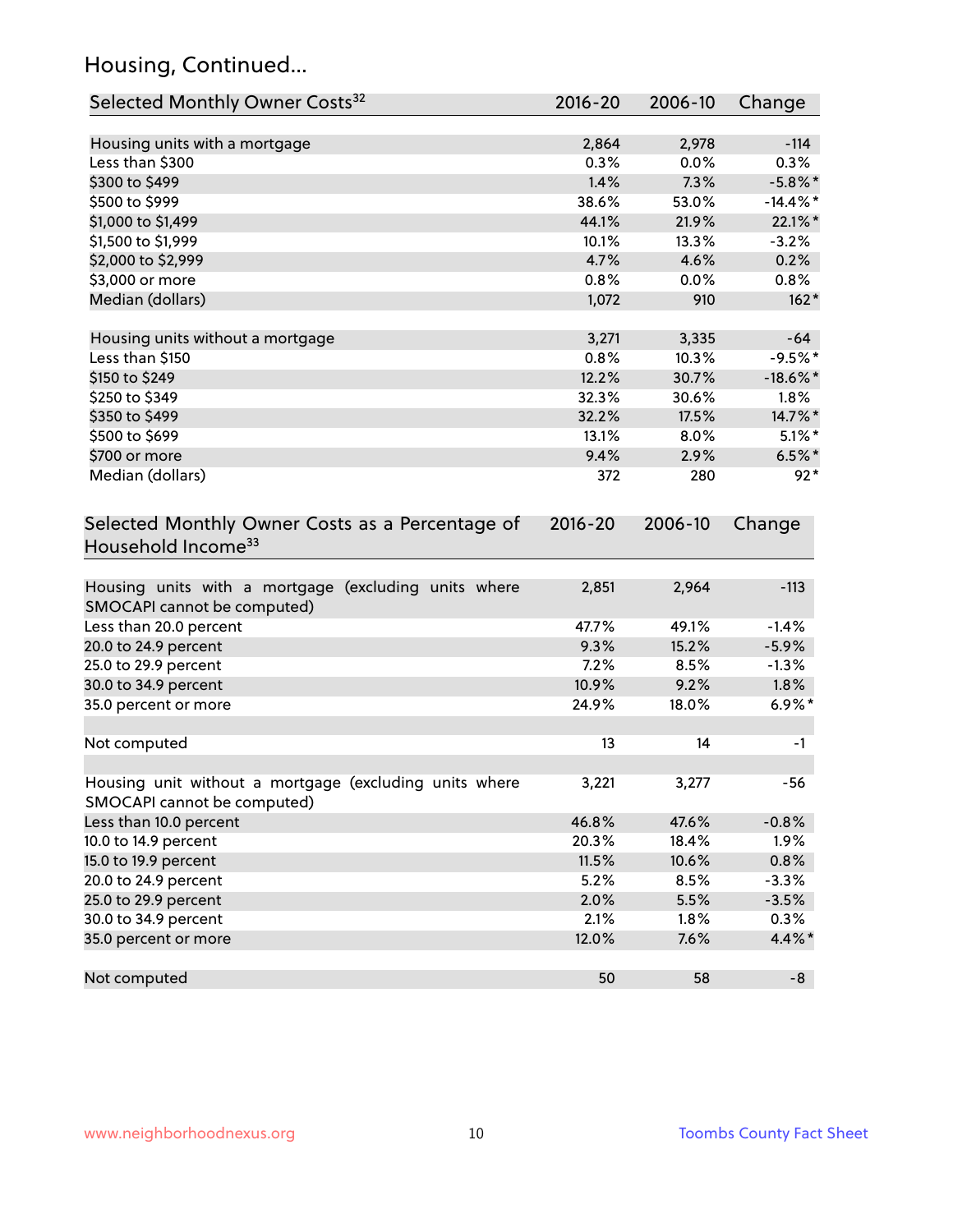## Housing, Continued...

| Selected Monthly Owner Costs[32] | 2016-20 | 2006-10 | Change |
|---|---|---|---|
| Housing units with a mortgage | 2,864 | 2,978 | -114 |
| Less than $300 | 0.3% | 0.0% | 0.3% |
| $300 to $499 | 1.4% | 7.3% | -5.8%* |
| $500 to $999 | 38.6% | 53.0% | -14.4%* |
| $1,000 to $1,499 | 44.1% | 21.9% | 22.1%* |
| $1,500 to $1,999 | 10.1% | 13.3% | -3.2% |
| $2,000 to $2,999 | 4.7% | 4.6% | 0.2% |
| $3,000 or more | 0.8% | 0.0% | 0.8% |
| Median (dollars) | 1,072 | 910 | 162* |
| | | | |
| Housing units without a mortgage | 3,271 | 3,335 | -64 |
| Less than $150 | 0.8% | 10.3% | -9.5%* |
| $150 to $249 | 12.2% | 30.7% | -18.6%* |
| $250 to $349 | 32.3% | 30.6% | 1.8% |
| $350 to $499 | 32.2% | 17.5% | 14.7%* |
| $500 to $699 | 13.1% | 8.0% | 5.1%* |
| $700 or more | 9.4% | 2.9% | 6.5%* |
| Median (dollars) | 372 | 280 | 92* |

| Selected Monthly Owner Costs as a Percentage of Household Income[33] | 2016-20 | 2006-10 | Change |
|---|---|---|---|
| Housing units with a mortgage (excluding units where SMOCAPI cannot be computed) | 2,851 | 2,964 | -113 |
| Less than 20.0 percent | 47.7% | 49.1% | -1.4% |
| 20.0 to 24.9 percent | 9.3% | 15.2% | -5.9% |
| 25.0 to 29.9 percent | 7.2% | 8.5% | -1.3% |
| 30.0 to 34.9 percent | 10.9% | 9.2% | 1.8% |
| 35.0 percent or more | 24.9% | 18.0% | 6.9%* |
| | | | |
| Not computed | 13 | 14 | -1 |
| | | | |
| Housing unit without a mortgage (excluding units where SMOCAPI cannot be computed) | 3,221 | 3,277 | -56 |
| Less than 10.0 percent | 46.8% | 47.6% | -0.8% |
| 10.0 to 14.9 percent | 20.3% | 18.4% | 1.9% |
| 15.0 to 19.9 percent | 11.5% | 10.6% | 0.8% |
| 20.0 to 24.9 percent | 5.2% | 8.5% | -3.3% |
| 25.0 to 29.9 percent | 2.0% | 5.5% | -3.5% |
| 30.0 to 34.9 percent | 2.1% | 1.8% | 0.3% |
| 35.0 percent or more | 12.0% | 7.6% | 4.4%* |
| | | | |
| Not computed | 50 | 58 | -8 |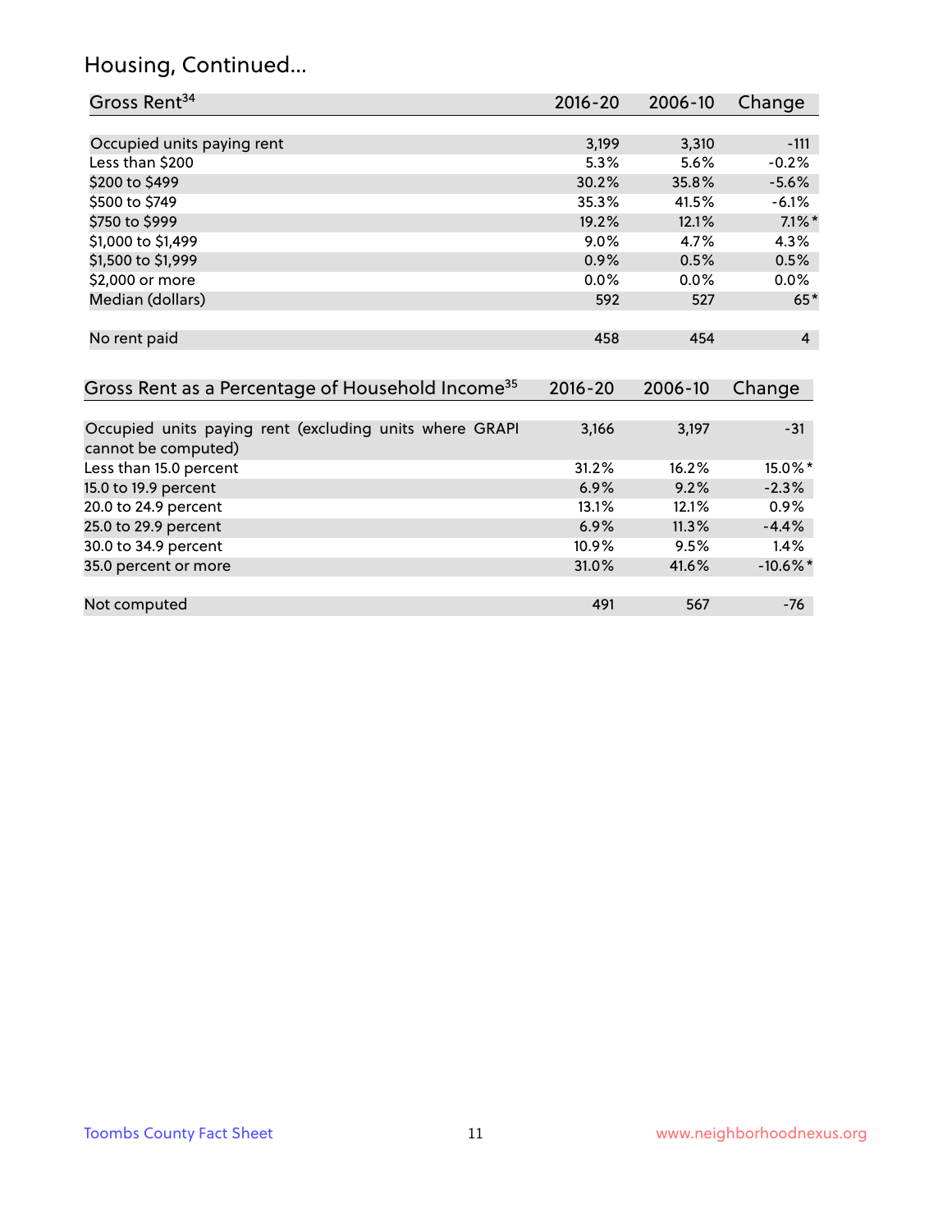## Housing, Continued...

| Gross Rent[34] | 2016-20 | 2006-10 | Change |
|---|---|---|---|
| Occupied units paying rent | 3,199 | 3,310 | -111 |
| Less than $200 | 5.3% | 5.6% | -0.2% |
| $200 to $499 | 30.2% | 35.8% | -5.6% |
| $500 to $749 | 35.3% | 41.5% | -6.1% |
| $750 to $999 | 19.2% | 12.1% | 7.1%* |
| $1,000 to $1,499 | 9.0% | 4.7% | 4.3% |
| $1,500 to $1,999 | 0.9% | 0.5% | 0.5% |
| $2,000 or more | 0.0% | 0.0% | 0.0% |
| Median (dollars) | 592 | 527 | 65* |
| No rent paid | 458 | 454 | 4 |

| Gross Rent as a Percentage of Household Income[35] | 2016-20 | 2006-10 | Change |
|---|---|---|---|
| Occupied units paying rent (excluding units where GRAPI cannot be computed) | 3,166 | 3,197 | -31 |
| Less than 15.0 percent | 31.2% | 16.2% | 15.0%* |
| 15.0 to 19.9 percent | 6.9% | 9.2% | -2.3% |
| 20.0 to 24.9 percent | 13.1% | 12.1% | 0.9% |
| 25.0 to 29.9 percent | 6.9% | 11.3% | -4.4% |
| 30.0 to 34.9 percent | 10.9% | 9.5% | 1.4% |
| 35.0 percent or more | 31.0% | 41.6% | -10.6%* |
| Not computed | 491 | 567 | -76 |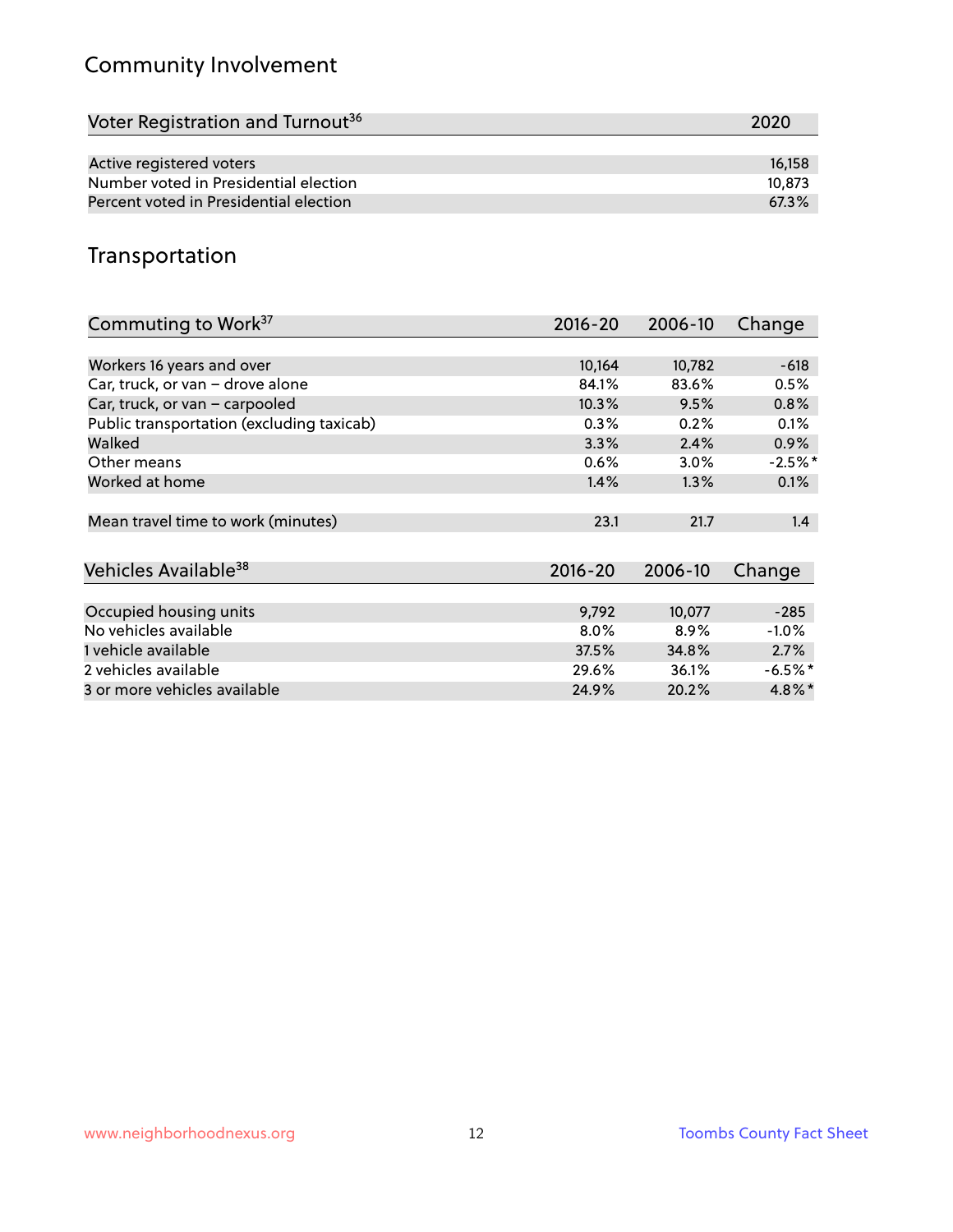## Community Involvement

| Voter Registration and Turnout[36] | 2020 |
|---|---|
| Active registered voters | 16,158 |
| Number voted in Presidential election | 10,873 |
| Percent voted in Presidential election | 67.3% |

## Transportation

| Commuting to Work[37] | 2016-20 | 2006-10 | Change |
|---|---|---|---|
| Workers 16 years and over | 10,164 | 10,782 | -618 |
| Car, truck, or van – drove alone | 84.1% | 83.6% | 0.5% |
| Car, truck, or van – carpooled | 10.3% | 9.5% | 0.8% |
| Public transportation (excluding taxicab) | 0.3% | 0.2% | 0.1% |
| Walked | 3.3% | 2.4% | 0.9% |
| Other means | 0.6% | 3.0% | -2.5%* |
| Worked at home | 1.4% | 1.3% | 0.1% |
| Mean travel time to work (minutes) | 23.1 | 21.7 | 1.4 |

| Vehicles Available[38] | 2016-20 | 2006-10 | Change |
|---|---|---|---|
| Occupied housing units | 9,792 | 10,077 | -285 |
| No vehicles available | 8.0% | 8.9% | -1.0% |
| 1 vehicle available | 37.5% | 34.8% | 2.7% |
| 2 vehicles available | 29.6% | 36.1% | -6.5%* |
| 3 or more vehicles available | 24.9% | 20.2% | 4.8%* |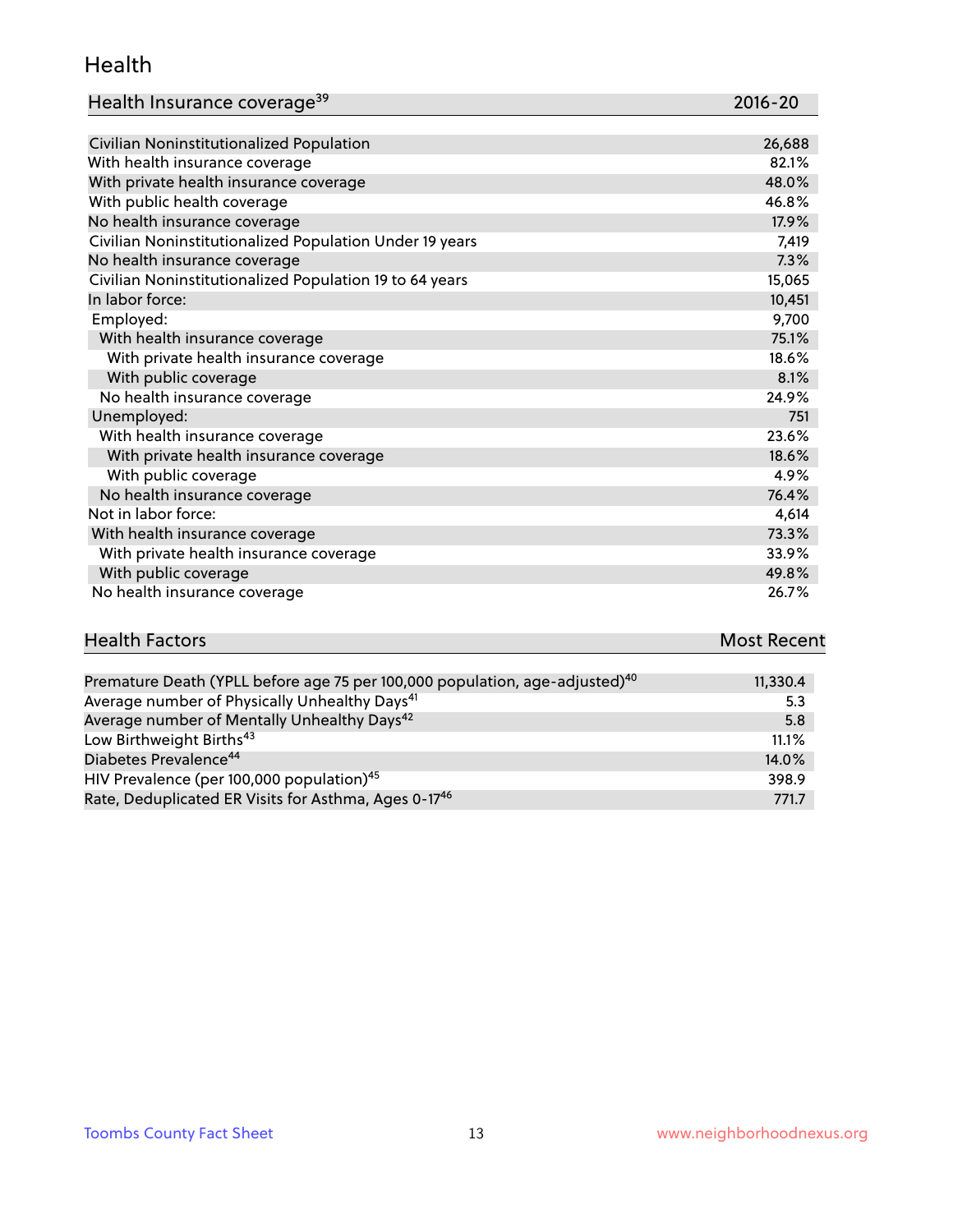## Health

| Health Insurance coverage[39] | 2016-20 |
|---|---|
| Civilian Noninstitutionalized Population | 26,688 |
| With health insurance coverage | 82.1% |
| With private health insurance coverage | 48.0% |
| With public health coverage | 46.8% |
| No health insurance coverage | 17.9% |
| Civilian Noninstitutionalized Population Under 19 years | 7,419 |
| No health insurance coverage | 7.3% |
| Civilian Noninstitutionalized Population 19 to 64 years | 15,065 |
| In labor force: | 10,451 |
| Employed: | 9,700 |
| With health insurance coverage | 75.1% |
| With private health insurance coverage | 18.6% |
| With public coverage | 8.1% |
| No health insurance coverage | 24.9% |
| Unemployed: | 751 |
| With health insurance coverage | 23.6% |
| With private health insurance coverage | 18.6% |
| With public coverage | 4.9% |
| No health insurance coverage | 76.4% |
| Not in labor force: | 4,614 |
| With health insurance coverage | 73.3% |
| With private health insurance coverage | 33.9% |
| With public coverage | 49.8% |
| No health insurance coverage | 26.7% |

| Health Factors | Most Recent |
|---|---|
| Premature Death (YPLL before age 75 per 100,000 population, age-adjusted)[40] | 11,330.4 |
| Average number of Physically Unhealthy Days[41] | 5.3 |
| Average number of Mentally Unhealthy Days[42] | 5.8 |
| Low Birthweight Births[43] | 11.1% |
| Diabetes Prevalence[44] | 14.0% |
| HIV Prevalence (per 100,000 population)[45] | 398.9 |
| Rate, Deduplicated ER Visits for Asthma, Ages 0-17[46] | 771.7 |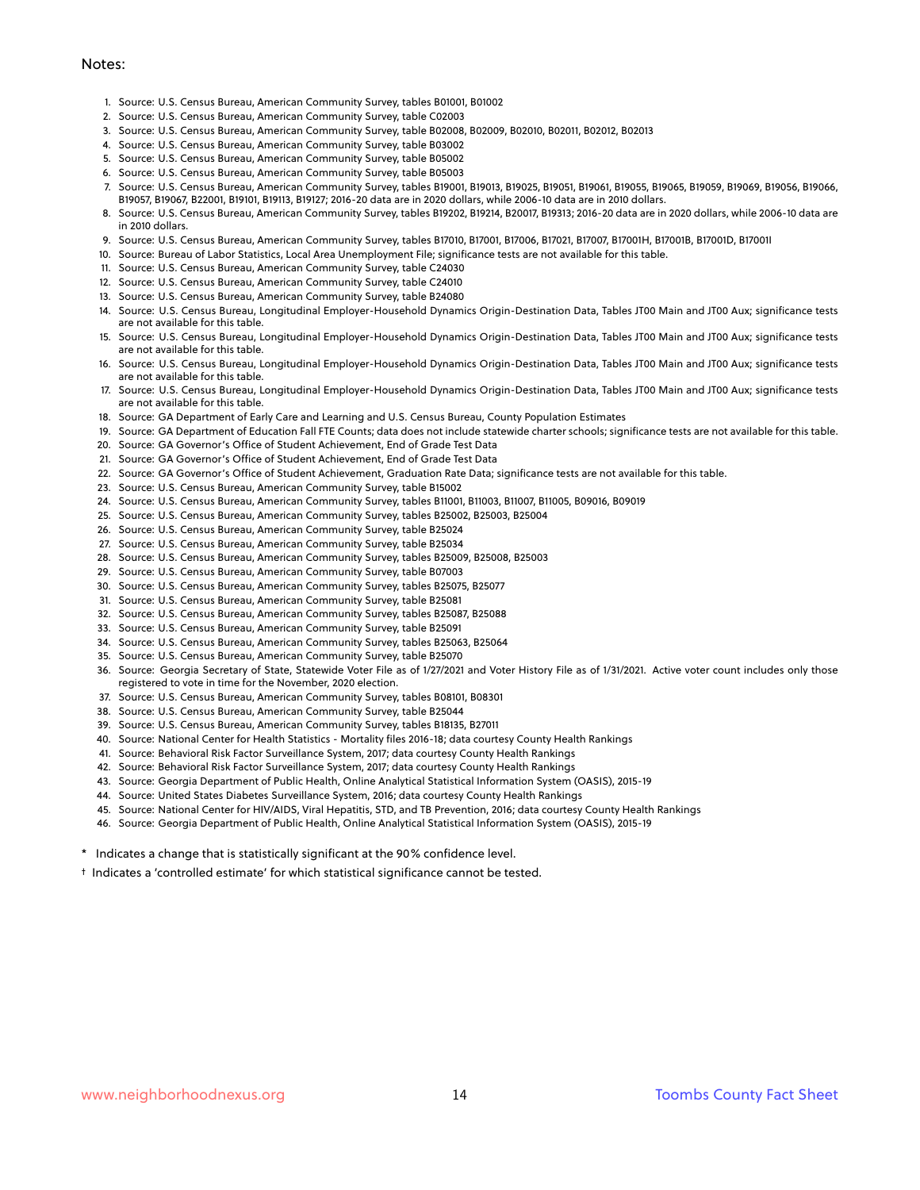Notes:

1. Source: U.S. Census Bureau, American Community Survey, tables B01001, B01002
2. Source: U.S. Census Bureau, American Community Survey, table C02003
3. Source: U.S. Census Bureau, American Community Survey, table B02008, B02009, B02010, B02011, B02012, B02013
4. Source: U.S. Census Bureau, American Community Survey, table B03002
5. Source: U.S. Census Bureau, American Community Survey, table B05002
6. Source: U.S. Census Bureau, American Community Survey, table B05003
7. Source: U.S. Census Bureau, American Community Survey, tables B19001, B19013, B19025, B19051, B19061, B19055, B19065, B19059, B19069, B19056, B19066, B19057, B19067, B22001, B19101, B19113, B19127; 2016-20 data are in 2020 dollars, while 2006-10 data are in 2010 dollars.
8. Source: U.S. Census Bureau, American Community Survey, tables B19202, B19214, B20017, B19313; 2016-20 data are in 2020 dollars, while 2006-10 data are in 2010 dollars.
9. Source: U.S. Census Bureau, American Community Survey, tables B17010, B17001, B17006, B17021, B17007, B17001H, B17001B, B17001D, B17001I
10. Source: Bureau of Labor Statistics, Local Area Unemployment File; significance tests are not available for this table.
11. Source: U.S. Census Bureau, American Community Survey, table C24030
12. Source: U.S. Census Bureau, American Community Survey, table C24010
13. Source: U.S. Census Bureau, American Community Survey, table B24080
14. Source: U.S. Census Bureau, Longitudinal Employer-Household Dynamics Origin-Destination Data, Tables JT00 Main and JT00 Aux; significance tests are not available for this table.
15. Source: U.S. Census Bureau, Longitudinal Employer-Household Dynamics Origin-Destination Data, Tables JT00 Main and JT00 Aux; significance tests are not available for this table.
16. Source: U.S. Census Bureau, Longitudinal Employer-Household Dynamics Origin-Destination Data, Tables JT00 Main and JT00 Aux; significance tests are not available for this table.
17. Source: U.S. Census Bureau, Longitudinal Employer-Household Dynamics Origin-Destination Data, Tables JT00 Main and JT00 Aux; significance tests are not available for this table.
18. Source: GA Department of Early Care and Learning and U.S. Census Bureau, County Population Estimates
19. Source: GA Department of Education Fall FTE Counts; data does not include statewide charter schools; significance tests are not available for this table.
20. Source: GA Governor's Office of Student Achievement, End of Grade Test Data
21. Source: GA Governor's Office of Student Achievement, End of Grade Test Data
22. Source: GA Governor's Office of Student Achievement, Graduation Rate Data; significance tests are not available for this table.
23. Source: U.S. Census Bureau, American Community Survey, table B15002
24. Source: U.S. Census Bureau, American Community Survey, tables B11001, B11003, B11007, B11005, B09016, B09019
25. Source: U.S. Census Bureau, American Community Survey, tables B25002, B25003, B25004
26. Source: U.S. Census Bureau, American Community Survey, table B25024
27. Source: U.S. Census Bureau, American Community Survey, table B25034
28. Source: U.S. Census Bureau, American Community Survey, tables B25009, B25008, B25003
29. Source: U.S. Census Bureau, American Community Survey, table B07003
30. Source: U.S. Census Bureau, American Community Survey, tables B25075, B25077
31. Source: U.S. Census Bureau, American Community Survey, table B25081
32. Source: U.S. Census Bureau, American Community Survey, tables B25087, B25088
33. Source: U.S. Census Bureau, American Community Survey, table B25091
34. Source: U.S. Census Bureau, American Community Survey, tables B25063, B25064
35. Source: U.S. Census Bureau, American Community Survey, table B25070
36. Source: Georgia Secretary of State, Statewide Voter File as of 1/27/2021 and Voter History File as of 1/31/2021. Active voter count includes only those registered to vote in time for the November, 2020 election.
37. Source: U.S. Census Bureau, American Community Survey, tables B08101, B08301
38. Source: U.S. Census Bureau, American Community Survey, table B25044
39. Source: U.S. Census Bureau, American Community Survey, tables B18135, B27011
40. Source: National Center for Health Statistics - Mortality files 2016-18; data courtesy County Health Rankings
41. Source: Behavioral Risk Factor Surveillance System, 2017; data courtesy County Health Rankings
42. Source: Behavioral Risk Factor Surveillance System, 2017; data courtesy County Health Rankings
43. Source: Georgia Department of Public Health, Online Analytical Statistical Information System (OASIS), 2015-19
44. Source: United States Diabetes Surveillance System, 2016; data courtesy County Health Rankings
45. Source: National Center for HIV/AIDS, Viral Hepatitis, STD, and TB Prevention, 2016; data courtesy County Health Rankings
46. Source: Georgia Department of Public Health, Online Analytical Statistical Information System (OASIS), 2015-19

\* Indicates a change that is statistically significant at the 90% confidence level.

† Indicates a 'controlled estimate' for which statistical significance cannot be tested.